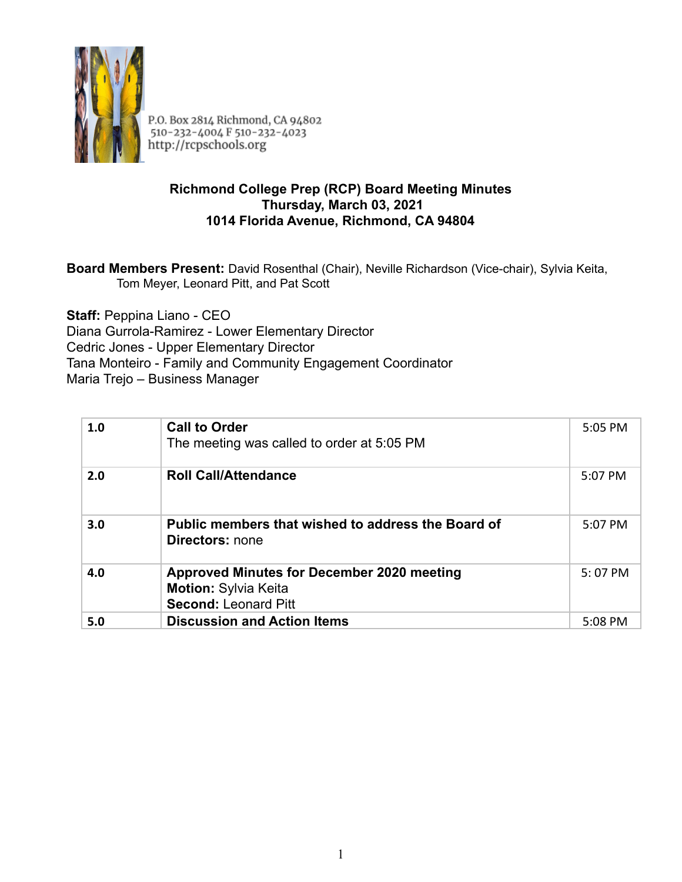P.O. Box 2814 Richmond, CA 94802
510-232-4004 F 510-232-4023
http://rcpschools.org

**Richmond College Prep (RCP) Board Meeting Minutes**
**Thursday, March 03, 2021**
**1014 Florida Avenue, Richmond, CA 94804**

**Board Members Present:** David Rosenthal (Chair), Neville Richardson (Vice-chair), Sylvia Keita, Tom Meyer, Leonard Pitt, and Pat Scott

**Staff:** Peppina Liano - CEO
Diana Gurrola-Ramirez - Lower Elementary Director
Cedric Jones - Upper Elementary Director
Tana Monteiro - Family and Community Engagement Coordinator
Maria Trejo – Business Manager

| | | |
|---|---|---|
| 1.0 | **Call to Order**<br>The meeting was called to order at 5:05 PM | 5:05 PM |
| 2.0 | **Roll Call/Attendance** | 5:07 PM |
| 3.0 | **Public members that wished to address the Board of Directors:** none | 5:07 PM |
| 4.0 | **Approved Minutes for December 2020 meeting**<br>**Motion:** Sylvia Keita<br>**Second:** Leonard Pitt | 5: 07 PM |
| 5.0 | **Discussion and Action Items** | 5:08 PM |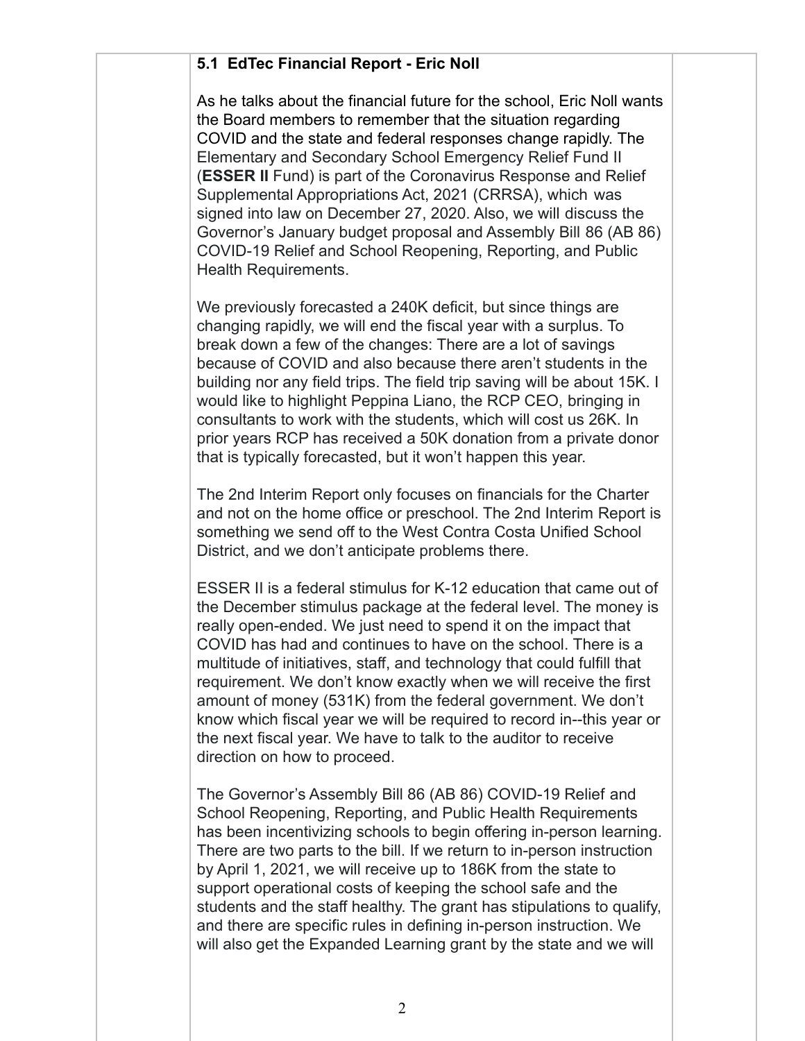### 5.1 EdTec Financial Report - Eric Noll

As he talks about the financial future for the school, Eric Noll wants the Board members to remember that the situation regarding COVID and the state and federal responses change rapidly. The Elementary and Secondary School Emergency Relief Fund II (**ESSER II** Fund) is part of the Coronavirus Response and Relief Supplemental Appropriations Act, 2021 (CRRSA), which was signed into law on December 27, 2020. Also, we will discuss the Governor's January budget proposal and Assembly Bill 86 (AB 86) COVID-19 Relief and School Reopening, Reporting, and Public Health Requirements.

We previously forecasted a 240K deficit, but since things are changing rapidly, we will end the fiscal year with a surplus. To break down a few of the changes: There are a lot of savings because of COVID and also because there aren't students in the building nor any field trips. The field trip saving will be about 15K. I would like to highlight Peppina Liano, the RCP CEO, bringing in consultants to work with the students, which will cost us 26K. In prior years RCP has received a 50K donation from a private donor that is typically forecasted, but it won't happen this year.

The 2nd Interim Report only focuses on financials for the Charter and not on the home office or preschool. The 2nd Interim Report is something we send off to the West Contra Costa Unified School District, and we don't anticipate problems there.

ESSER II is a federal stimulus for K-12 education that came out of the December stimulus package at the federal level. The money is really open-ended. We just need to spend it on the impact that COVID has had and continues to have on the school. There is a multitude of initiatives, staff, and technology that could fulfill that requirement. We don't know exactly when we will receive the first amount of money (531K) from the federal government. We don't know which fiscal year we will be required to record in--this year or the next fiscal year. We have to talk to the auditor to receive direction on how to proceed.

The Governor's Assembly Bill 86 (AB 86) COVID-19 Relief and School Reopening, Reporting, and Public Health Requirements has been incentivizing schools to begin offering in-person learning. There are two parts to the bill. If we return to in-person instruction by April 1, 2021, we will receive up to 186K from the state to support operational costs of keeping the school safe and the students and the staff healthy. The grant has stipulations to qualify, and there are specific rules in defining in-person instruction. We will also get the Expanded Learning grant by the state and we will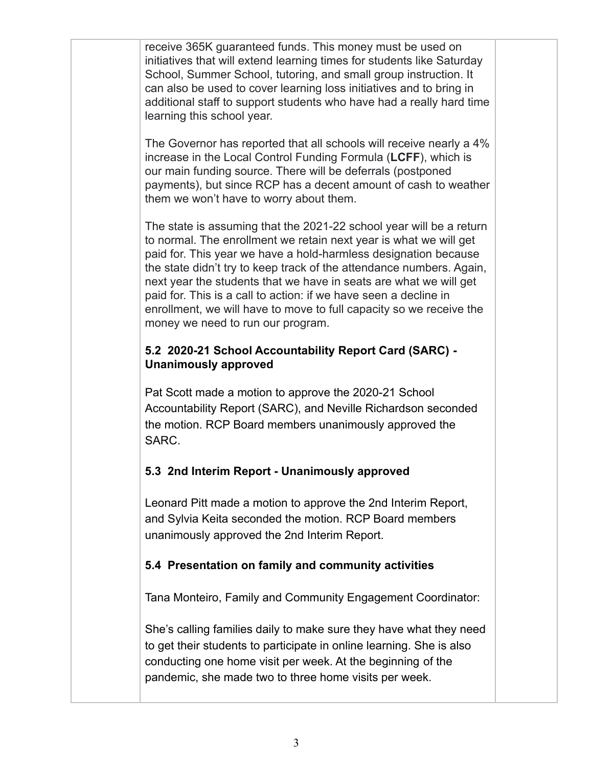receive 365K guaranteed funds. This money must be used on initiatives that will extend learning times for students like Saturday School, Summer School, tutoring, and small group instruction. It can also be used to cover learning loss initiatives and to bring in additional staff to support students who have had a really hard time learning this school year.

The Governor has reported that all schools will receive nearly a 4% increase in the Local Control Funding Formula (**LCFF**), which is our main funding source. There will be deferrals (postponed payments), but since RCP has a decent amount of cash to weather them we won't have to worry about them.

The state is assuming that the 2021-22 school year will be a return to normal. The enrollment we retain next year is what we will get paid for. This year we have a hold-harmless designation because the state didn't try to keep track of the attendance numbers. Again, next year the students that we have in seats are what we will get paid for. This is a call to action: if we have seen a decline in enrollment, we will have to move to full capacity so we receive the money we need to run our program.

**5.2 2020-21 School Accountability Report Card (SARC) - Unanimously approved**

Pat Scott made a motion to approve the 2020-21 School Accountability Report (SARC), and Neville Richardson seconded the motion. RCP Board members unanimously approved the SARC.

**5.3 2nd Interim Report - Unanimously approved**

Leonard Pitt made a motion to approve the 2nd Interim Report, and Sylvia Keita seconded the motion. RCP Board members unanimously approved the 2nd Interim Report.

**5.4 Presentation on family and community activities**

Tana Monteiro, Family and Community Engagement Coordinator:

She's calling families daily to make sure they have what they need to get their students to participate in online learning. She is also conducting one home visit per week. At the beginning of the pandemic, she made two to three home visits per week.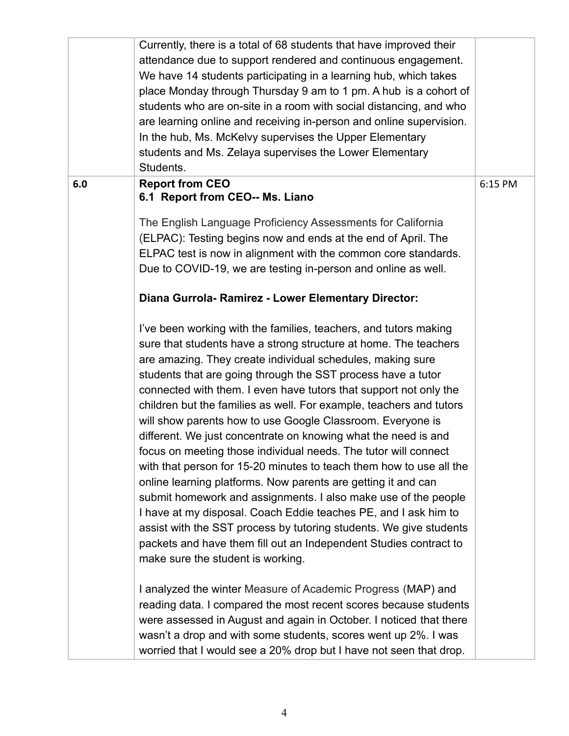| | | |
|---|---|---|
| | Currently, there is a total of 68 students that have improved their attendance due to support rendered and continuous engagement. We have 14 students participating in a learning hub, which takes place Monday through Thursday 9 am to 1 pm. A hub is a cohort of students who are on-site in a room with social distancing, and who are learning online and receiving in-person and online supervision. In the hub, Ms. McKelvy supervises the Upper Elementary students and Ms. Zelaya supervises the Lower Elementary Students. | |
| **6.0** | **Report from CEO**<br>**6.1 Report from CEO-- Ms. Liano**<br><br>The English Language Proficiency Assessments for California (ELPAC): Testing begins now and ends at the end of April. The ELPAC test is now in alignment with the common core standards. Due to COVID-19, we are testing in-person and online as well.<br><br>**Diana Gurrola- Ramirez - Lower Elementary Director:**<br><br>I've been working with the families, teachers, and tutors making sure that students have a strong structure at home. The teachers are amazing. They create individual schedules, making sure students that are going through the SST process have a tutor connected with them. I even have tutors that support not only the children but the families as well. For example, teachers and tutors will show parents how to use Google Classroom. Everyone is different. We just concentrate on knowing what the need is and focus on meeting those individual needs. The tutor will connect with that person for 15-20 minutes to teach them how to use all the online learning platforms. Now parents are getting it and can submit homework and assignments. I also make use of the people I have at my disposal. Coach Eddie teaches PE, and I ask him to assist with the SST process by tutoring students. We give students packets and have them fill out an Independent Studies contract to make sure the student is working.<br><br>I analyzed the winter Measure of Academic Progress (MAP) and reading data. I compared the most recent scores because students were assessed in August and again in October. I noticed that there wasn't a drop and with some students, scores went up 2%. I was worried that I would see a 20% drop but I have not seen that drop. | 6:15 PM |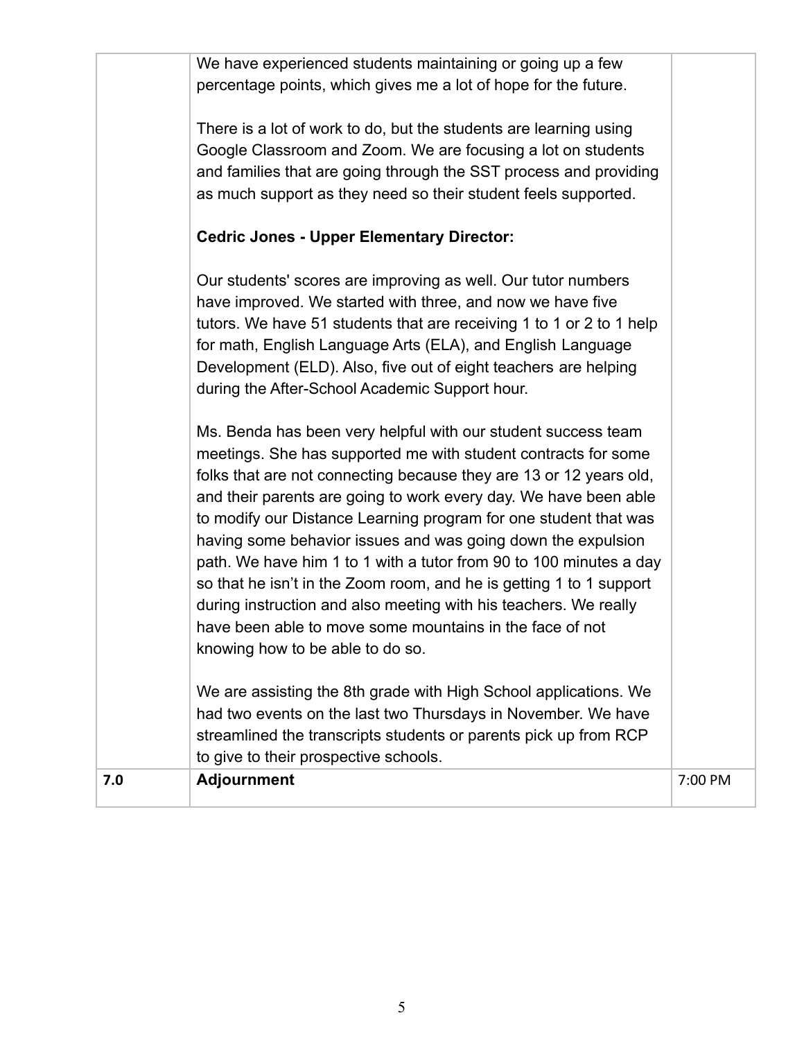| | | |
|---|---|---|
| | We have experienced students maintaining or going up a few percentage points, which gives me a lot of hope for the future.<br><br>There is a lot of work to do, but the students are learning using Google Classroom and Zoom. We are focusing a lot on students and families that are going through the SST process and providing as much support as they need so their student feels supported.<br><br>**Cedric Jones - Upper Elementary Director:**<br><br>Our students' scores are improving as well. Our tutor numbers have improved. We started with three, and now we have five tutors. We have 51 students that are receiving 1 to 1 or 2 to 1 help for math, English Language Arts (ELA), and English Language Development (ELD). Also, five out of eight teachers are helping during the After-School Academic Support hour.<br><br>Ms. Benda has been very helpful with our student success team meetings. She has supported me with student contracts for some folks that are not connecting because they are 13 or 12 years old, and their parents are going to work every day. We have been able to modify our Distance Learning program for one student that was having some behavior issues and was going down the expulsion path. We have him 1 to 1 with a tutor from 90 to 100 minutes a day so that he isn't in the Zoom room, and he is getting 1 to 1 support during instruction and also meeting with his teachers. We really have been able to move some mountains in the face of not knowing how to be able to do so.<br><br>We are assisting the 8th grade with High School applications. We had two events on the last two Thursdays in November. We have streamlined the transcripts students or parents pick up from RCP to give to their prospective schools. | |
| **7.0** | **Adjournment** | 7:00 PM |